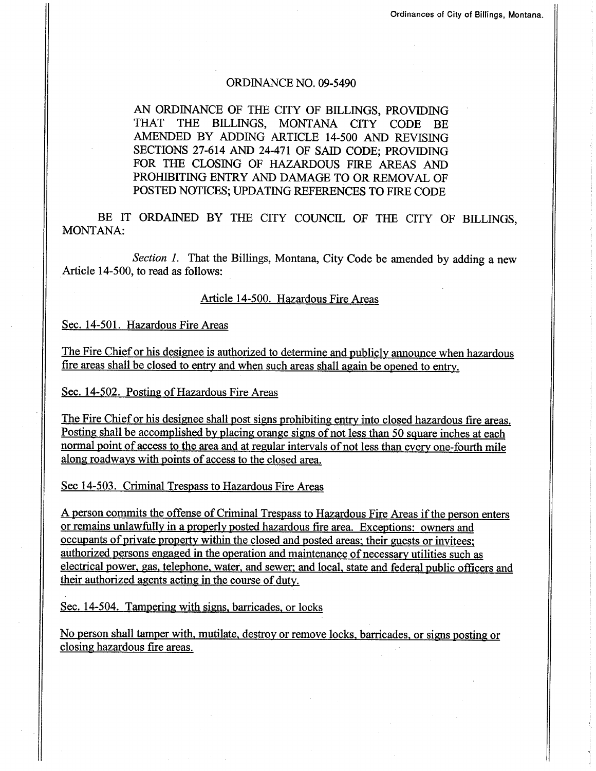# ORDINANCE NO. 09-5490

AN ORDINANCE OF THE CITY OF BILLINGS, PROVIDING THAT THE BILLINGS, MONTANA CITY CODE BE AMENDED BY ADDING ARTICLE 14-500 AND REVISING SECTIONS 27-614 AND 24-471 OF SAID CODE; PROVIDING FOR THE CLOSING OF HAZARDOUS FIRE AREAS AND PROHIBITING ENTRY AND DAMAGE TO OR REMOVAL OF POSTED NOTICES; UPDATING REFERENCES TO FIRE CODE

BE IT ORDAINED BY THE CITY COUNCIL OF THE CITY OF BILLINGS, MONTANA:

*Section 1.* That the Billings, Montana, City Code be amended by adding a new Article 14-500, to read as follows:

<u>Article 14-500. Hazardous Fire Areas</u>

<u>Sec. 14-501. Hazardous Fire Areas</u>

<u>The Fire Chief or his designee is authorized to determine and publicly announce when hazardous fire areas shall be closed to entry and when such areas shall again be opened to entry.</u>

<u>Sec. 14-502. Posting of Hazardous Fire Areas</u>

<u>The Fire Chief or his designee shall post signs prohibiting entry into closed hazardous fire areas. Posting shall be accomplished by placing orange signs of not less than 50 square inches at each normal point of access to the area and at regular intervals of not less than every one-fourth mile along roadways with points of access to the closed area.</u>

<u>Sec 14-503. Criminal Trespass to Hazardous Fire Areas</u>

<u>A person commits the offense of Criminal Trespass to Hazardous Fire Areas if the person enters or remains unlawfully in a properly posted hazardous fire area. Exceptions: owners and occupants of private property within the closed and posted areas; their guests or invitees; authorized persons engaged in the operation and maintenance of necessary utilities such as electrical power, gas, telephone, water, and sewer; and local, state and federal public officers and their authorized agents acting in the course of duty.</u>

<u>Sec. 14-504. Tampering with signs, barricades, or locks</u>

<u>No person shall tamper with, mutilate, destroy or remove locks, barricades, or signs posting or closing hazardous fire areas.</u>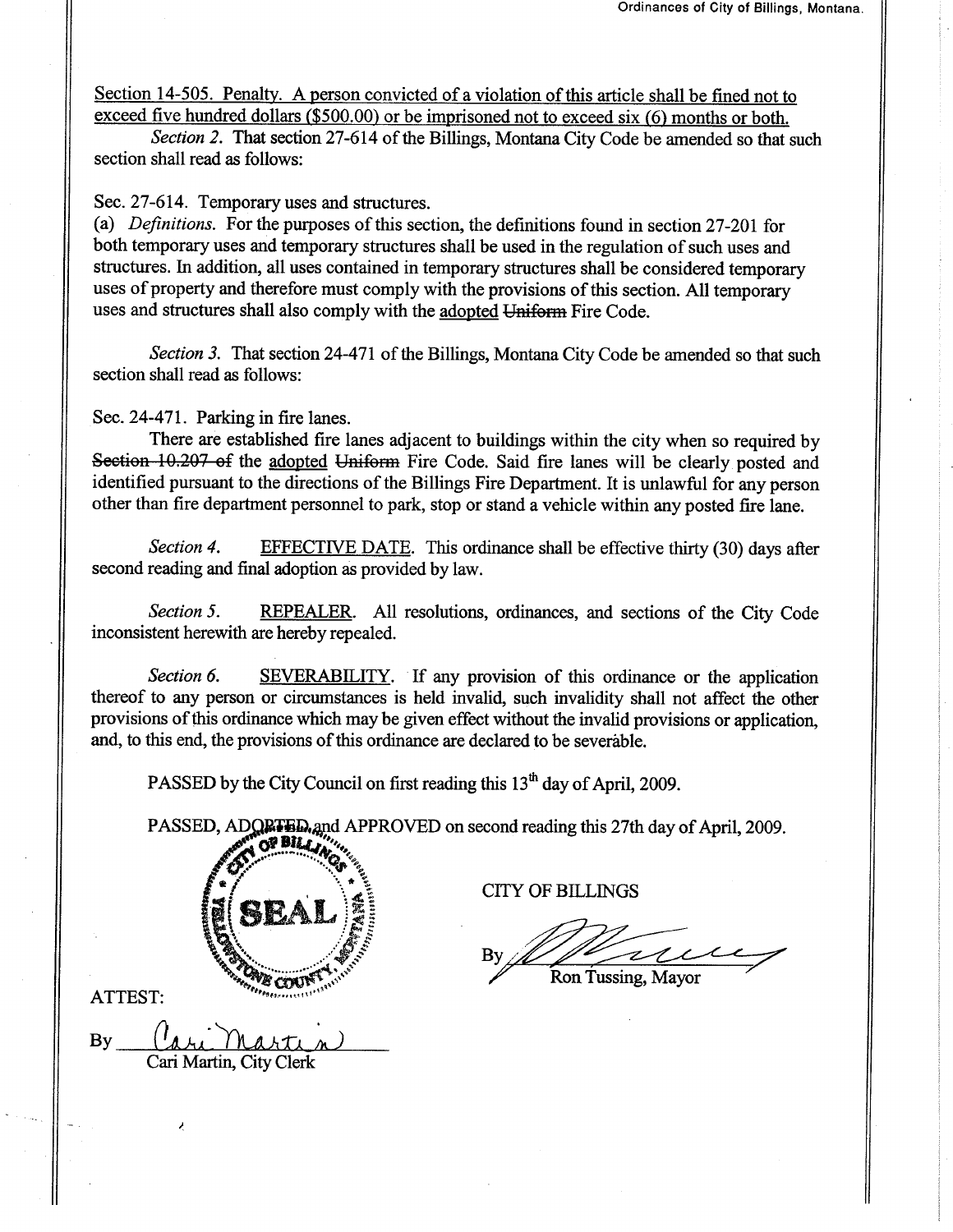<u>Section 14-505. Penalty. A person convicted of a violation of this article shall be fined not to exceed five hundred dollars ($500.00) or be imprisoned not to exceed six (6) months or both.</u>

*Section 2.* That section 27-614 of the Billings, Montana City Code be amended so that such section shall read as follows:

Sec. 27-614. Temporary uses and structures.

(a) *Definitions.* For the purposes of this section, the definitions found in section 27-201 for both temporary uses and temporary structures shall be used in the regulation of such uses and structures. In addition, all uses contained in temporary structures shall be considered temporary uses of property and therefore must comply with the provisions of this section. All temporary uses and structures shall also comply with the <u>adopted</u> ~~Uniform~~ Fire Code.

*Section 3.* That section 24-471 of the Billings, Montana City Code be amended so that such section shall read as follows:

Sec. 24-471. Parking in fire lanes.

There are established fire lanes adjacent to buildings within the city when so required by ~~Section 10.207 of~~ the <u>adopted</u> ~~Uniform~~ Fire Code. Said fire lanes will be clearly posted and identified pursuant to the directions of the Billings Fire Department. It is unlawful for any person other than fire department personnel to park, stop or stand a vehicle within any posted fire lane.

*Section 4.* <u>EFFECTIVE DATE</u>. This ordinance shall be effective thirty (30) days after second reading and final adoption as provided by law.

*Section 5.* <u>REPEALER</u>. All resolutions, ordinances, and sections of the City Code inconsistent herewith are hereby repealed.

*Section 6.* <u>SEVERABILITY</u>. If any provision of this ordinance or the application thereof to any person or circumstances is held invalid, such invalidity shall not affect the other provisions of this ordinance which may be given effect without the invalid provisions or application, and, to this end, the provisions of this ordinance are declared to be severable.

PASSED by the City Council on first reading this 13th day of April, 2009.

PASSED, ADOPTED and APPROVED on second reading this 27th day of April, 2009.

SEAL — CITY OF BILLINGS, YELLOWSTONE COUNTY, MONTANA

CITY OF BILLINGS

By ____________________
Ron Tussing, Mayor

ATTEST:

By ____________________
Cari Martin, City Clerk